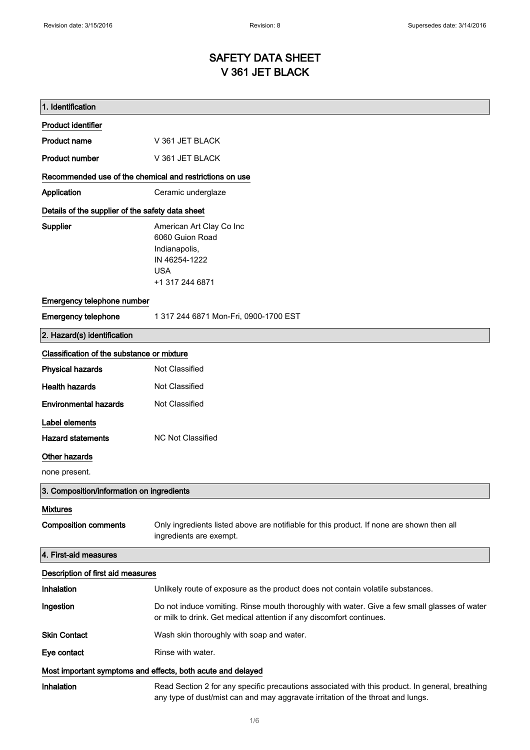# SAFETY DATA SHEET
# V 361 JET BLACK

## 1. Identification

### Product identifier

**Product name** V 361 JET BLACK

**Product number** V 361 JET BLACK

### Recommended use of the chemical and restrictions on use

**Application** Ceramic underglaze

### Details of the supplier of the safety data sheet

**Supplier**
American Art Clay Co Inc
6060 Guion Road
Indianapolis,
IN 46254-1222
USA
+1 317 244 6871

### Emergency telephone number

**Emergency telephone** 1 317 244 6871 Mon-Fri, 0900-1700 EST

## 2. Hazard(s) identification

### Classification of the substance or mixture

**Physical hazards** Not Classified

**Health hazards** Not Classified

**Environmental hazards** Not Classified

### Label elements

**Hazard statements** NC Not Classified

### Other hazards

none present.

## 3. Composition/information on ingredients

### Mixtures

**Composition comments** Only ingredients listed above are notifiable for this product. If none are shown then all ingredients are exempt.

## 4. First-aid measures

### Description of first aid measures

**Inhalation** Unlikely route of exposure as the product does not contain volatile substances.

**Ingestion** Do not induce vomiting. Rinse mouth thoroughly with water. Give a few small glasses of water or milk to drink. Get medical attention if any discomfort continues.

**Skin Contact** Wash skin thoroughly with soap and water.

**Eye contact** Rinse with water.

### Most important symptoms and effects, both acute and delayed

**Inhalation** Read Section 2 for any specific precautions associated with this product. In general, breathing any type of dust/mist can and may aggravate irritation of the throat and lungs.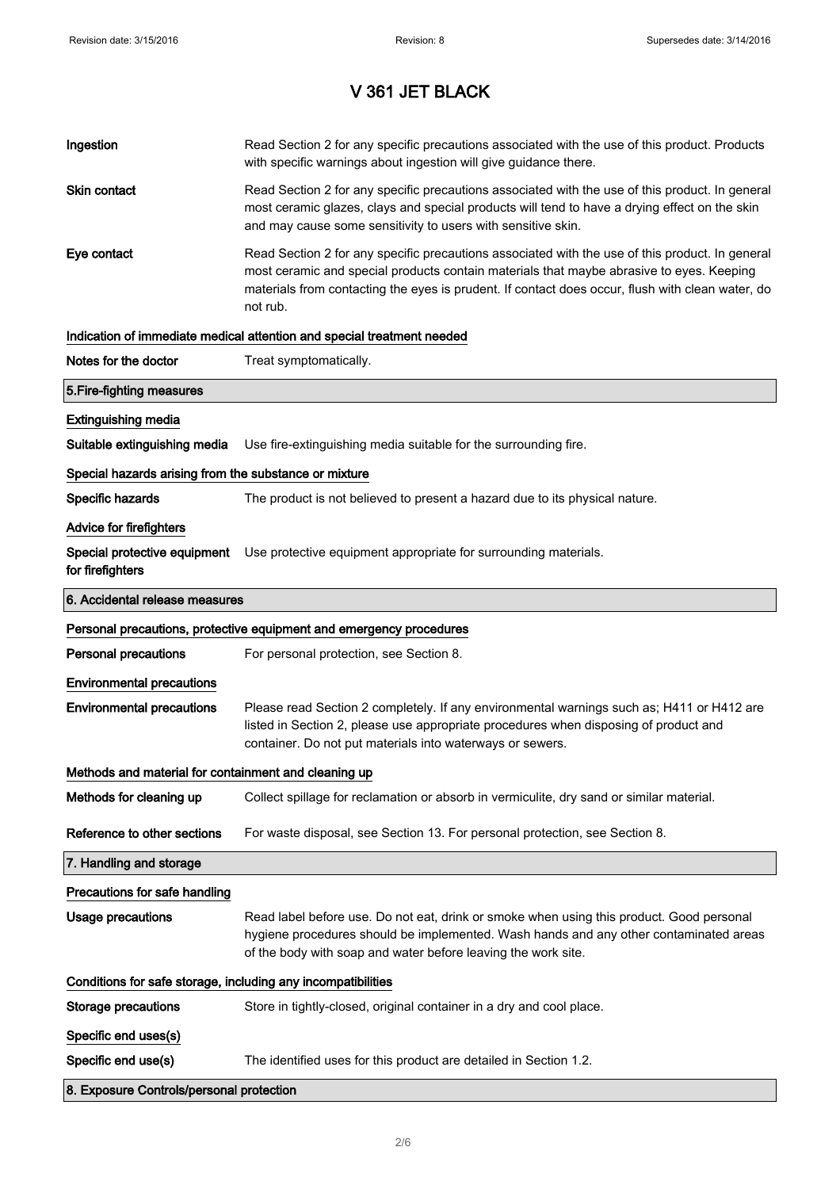# V 361 JET BLACK

| | |
|---|---|
| **Ingestion** | Read Section 2 for any specific precautions associated with the use of this product. Products with specific warnings about ingestion will give guidance there. |
| **Skin contact** | Read Section 2 for any specific precautions associated with the use of this product. In general most ceramic glazes, clays and special products will tend to have a drying effect on the skin and may cause some sensitivity to users with sensitive skin. |
| **Eye contact** | Read Section 2 for any specific precautions associated with the use of this product. In general most ceramic and special products contain materials that maybe abrasive to eyes. Keeping materials from contacting the eyes is prudent. If contact does occur, flush with clean water, do not rub. |

**Indication of immediate medical attention and special treatment needed**

| | |
|---|---|
| **Notes for the doctor** | Treat symptomatically. |

## 5.Fire-fighting measures

**Extinguishing media**

| | |
|---|---|
| **Suitable extinguishing media** | Use fire-extinguishing media suitable for the surrounding fire. |

**Special hazards arising from the substance or mixture**

| | |
|---|---|
| **Specific hazards** | The product is not believed to present a hazard due to its physical nature. |

**Advice for firefighters**

| | |
|---|---|
| **Special protective equipment for firefighters** | Use protective equipment appropriate for surrounding materials. |

## 6. Accidental release measures

**Personal precautions, protective equipment and emergency procedures**

| | |
|---|---|
| **Personal precautions** | For personal protection, see Section 8. |

**Environmental precautions**

| | |
|---|---|
| **Environmental precautions** | Please read Section 2 completely. If any environmental warnings such as; H411 or H412 are listed in Section 2, please use appropriate procedures when disposing of product and container. Do not put materials into waterways or sewers. |

**Methods and material for containment and cleaning up**

| | |
|---|---|
| **Methods for cleaning up** | Collect spillage for reclamation or absorb in vermiculite, dry sand or similar material. |
| **Reference to other sections** | For waste disposal, see Section 13. For personal protection, see Section 8. |

## 7. Handling and storage

**Precautions for safe handling**

| | |
|---|---|
| **Usage precautions** | Read label before use. Do not eat, drink or smoke when using this product. Good personal hygiene procedures should be implemented. Wash hands and any other contaminated areas of the body with soap and water before leaving the work site. |

**Conditions for safe storage, including any incompatibilities**

| | |
|---|---|
| **Storage precautions** | Store in tightly-closed, original container in a dry and cool place. |

**Specific end uses(s)**

| | |
|---|---|
| **Specific end use(s)** | The identified uses for this product are detailed in Section 1.2. |

## 8. Exposure Controls/personal protection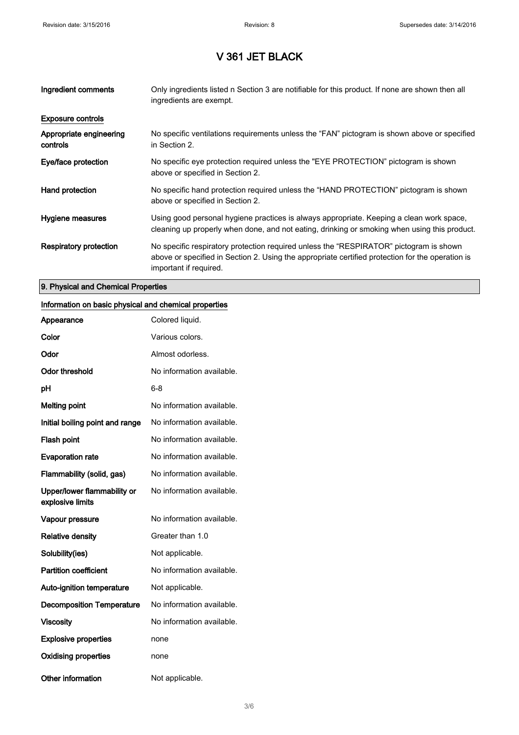# V 361 JET BLACK

| | |
|---|---|
| **Ingredient comments** | Only ingredients listed n Section 3 are notifiable for this product. If none are shown then all ingredients are exempt. |

**Exposure controls**

| | |
|---|---|
| **Appropriate engineering controls** | No specific ventilations requirements unless the “FAN” pictogram is shown above or specified in Section 2. |
| **Eye/face protection** | No specific eye protection required unless the "EYE PROTECTION" pictogram is shown above or specified in Section 2. |
| **Hand protection** | No specific hand protection required unless the “HAND PROTECTION” pictogram is shown above or specified in Section 2. |
| **Hygiene measures** | Using good personal hygiene practices is always appropriate. Keeping a clean work space, cleaning up properly when done, and not eating, drinking or smoking when using this product. |
| **Respiratory protection** | No specific respiratory protection required unless the “RESPIRATOR” pictogram is shown above or specified in Section 2. Using the appropriate certified protection for the operation is important if required. |

## 9. Physical and Chemical Properties

**Information on basic physical and chemical properties**

| | |
|---|---|
| **Appearance** | Colored liquid. |
| **Color** | Various colors. |
| **Odor** | Almost odorless. |
| **Odor threshold** | No information available. |
| **pH** | 6-8 |
| **Melting point** | No information available. |
| **Initial boiling point and range** | No information available. |
| **Flash point** | No information available. |
| **Evaporation rate** | No information available. |
| **Flammability (solid, gas)** | No information available. |
| **Upper/lower flammability or explosive limits** | No information available. |
| **Vapour pressure** | No information available. |
| **Relative density** | Greater than 1.0 |
| **Solubility(ies)** | Not applicable. |
| **Partition coefficient** | No information available. |
| **Auto-ignition temperature** | Not applicable. |
| **Decomposition Temperature** | No information available. |
| **Viscosity** | No information available. |
| **Explosive properties** | none |
| **Oxidising properties** | none |
| **Other information** | Not applicable. |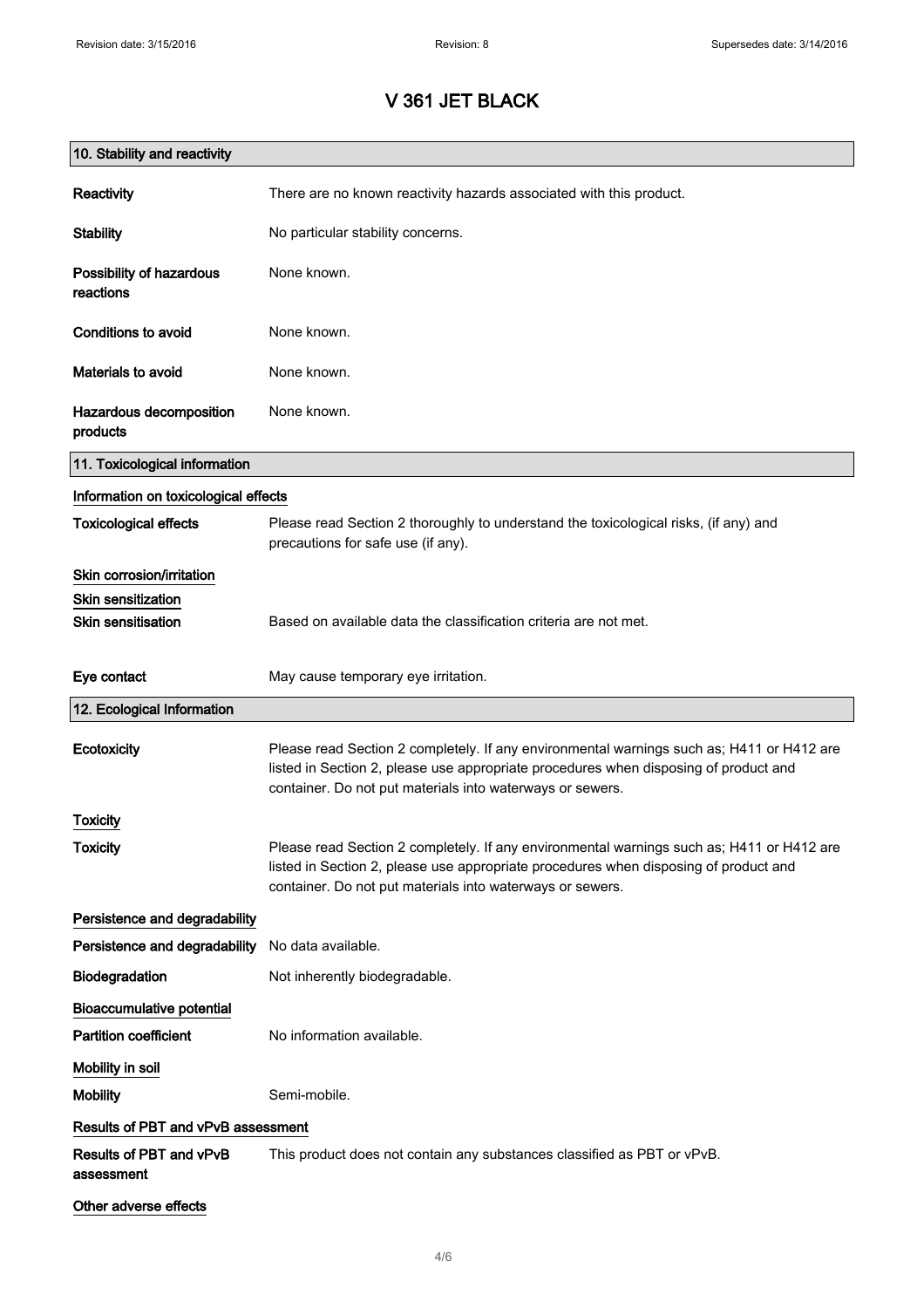# V 361 JET BLACK

## 10. Stability and reactivity

**Reactivity** There are no known reactivity hazards associated with this product.

**Stability** No particular stability concerns.

**Possibility of hazardous reactions** None known.

**Conditions to avoid** None known.

**Materials to avoid** None known.

**Hazardous decomposition products** None known.

## 11. Toxicological information

### Information on toxicological effects

**Toxicological effects** Please read Section 2 thoroughly to understand the toxicological risks, (if any) and precautions for safe use (if any).

### Skin corrosion/irritation

### Skin sensitization

**Skin sensitisation** Based on available data the classification criteria are not met.

**Eye contact** May cause temporary eye irritation.

## 12. Ecological Information

**Ecotoxicity** Please read Section 2 completely. If any environmental warnings such as; H411 or H412 are listed in Section 2, please use appropriate procedures when disposing of product and container. Do not put materials into waterways or sewers.

### Toxicity

**Toxicity** Please read Section 2 completely. If any environmental warnings such as; H411 or H412 are listed in Section 2, please use appropriate procedures when disposing of product and container. Do not put materials into waterways or sewers.

### Persistence and degradability

**Persistence and degradability** No data available.

**Biodegradation** Not inherently biodegradable.

### Bioaccumulative potential

**Partition coefficient** No information available.

### Mobility in soil

**Mobility** Semi-mobile.

### Results of PBT and vPvB assessment

**Results of PBT and vPvB assessment** This product does not contain any substances classified as PBT or vPvB.

### Other adverse effects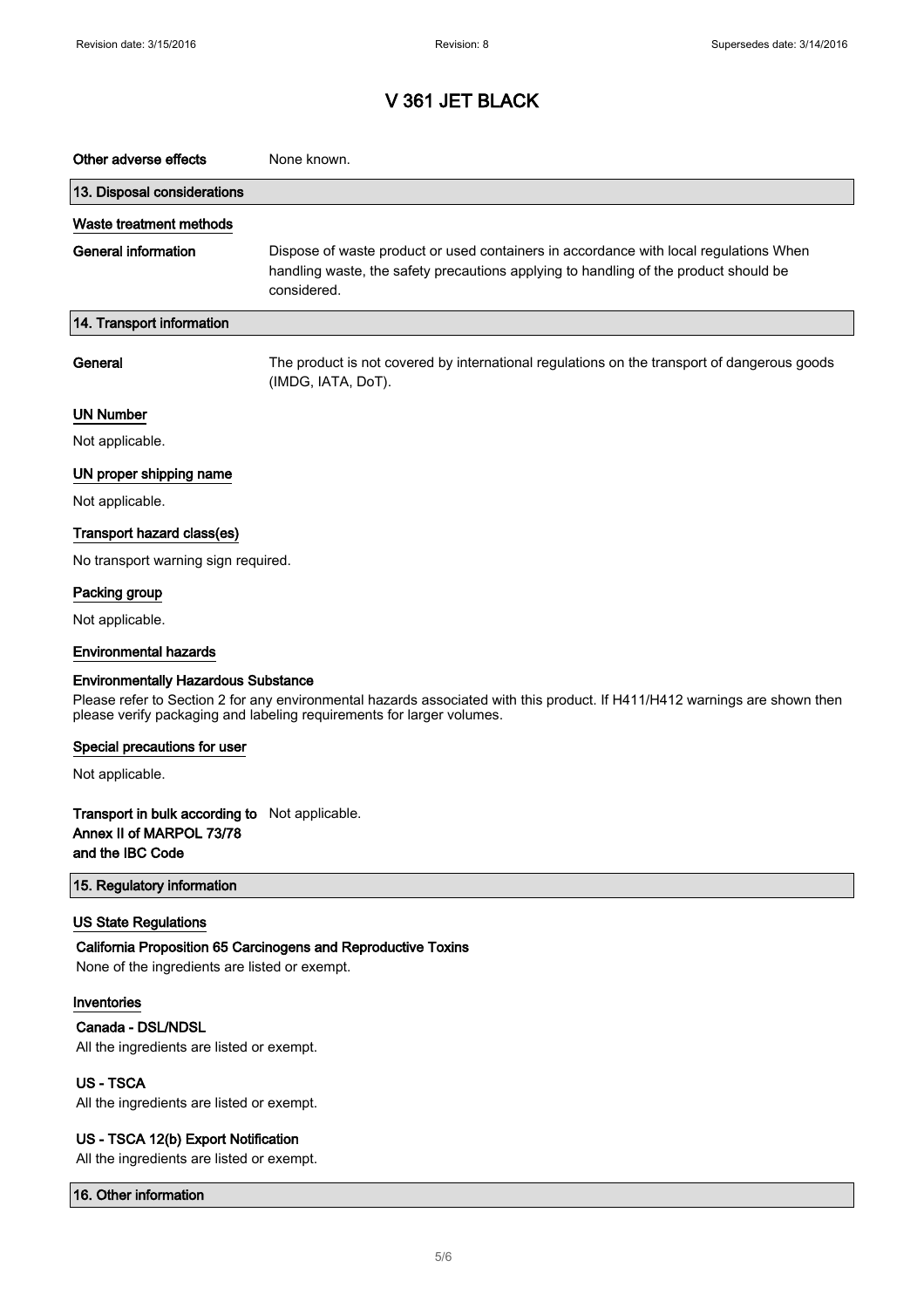# V 361 JET BLACK

**Other adverse effects** None known.

## 13. Disposal considerations

### Waste treatment methods

**General information** Dispose of waste product or used containers in accordance with local regulations When handling waste, the safety precautions applying to handling of the product should be considered.

## 14. Transport information

**General** The product is not covered by international regulations on the transport of dangerous goods (IMDG, IATA, DoT).

### UN Number

Not applicable.

### UN proper shipping name

Not applicable.

### Transport hazard class(es)

No transport warning sign required.

### Packing group

Not applicable.

### Environmental hazards

**Environmentally Hazardous Substance**

Please refer to Section 2 for any environmental hazards associated with this product. If H411/H412 warnings are shown then please verify packaging and labeling requirements for larger volumes.

### Special precautions for user

Not applicable.

**Transport in bulk according to Annex II of MARPOL 73/78 and the IBC Code** Not applicable.

## 15. Regulatory information

### US State Regulations

**California Proposition 65 Carcinogens and Reproductive Toxins**

None of the ingredients are listed or exempt.

### Inventories

**Canada - DSL/NDSL**

All the ingredients are listed or exempt.

**US - TSCA**

All the ingredients are listed or exempt.

**US - TSCA 12(b) Export Notification**

All the ingredients are listed or exempt.

## 16. Other information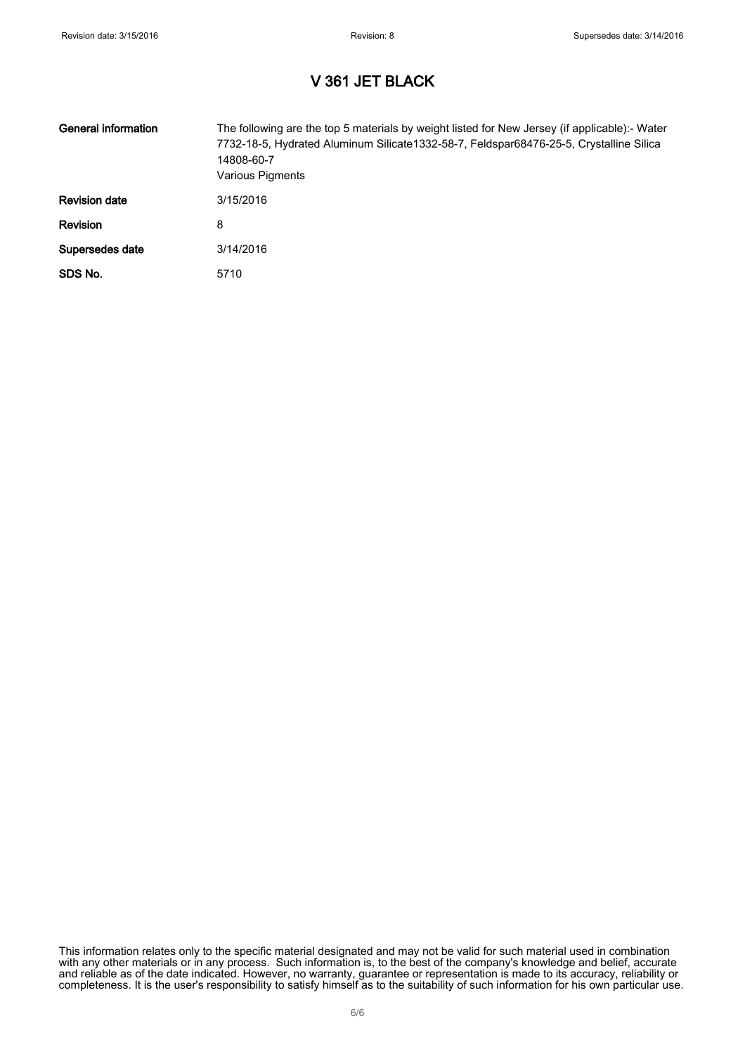# V 361 JET BLACK

| | |
|---|---|
| **General information** | The following are the top 5 materials by weight listed for New Jersey (if applicable):- Water 7732-18-5, Hydrated Aluminum Silicate1332-58-7, Feldspar68476-25-5, Crystalline Silica 14808-60-7<br>Various Pigments |
| **Revision date** | 3/15/2016 |
| **Revision** | 8 |
| **Supersedes date** | 3/14/2016 |
| **SDS No.** | 5710 |

This information relates only to the specific material designated and may not be valid for such material used in combination with any other materials or in any process. Such information is, to the best of the company's knowledge and belief, accurate and reliable as of the date indicated. However, no warranty, guarantee or representation is made to its accuracy, reliability or completeness. It is the user's responsibility to satisfy himself as to the suitability of such information for his own particular use.